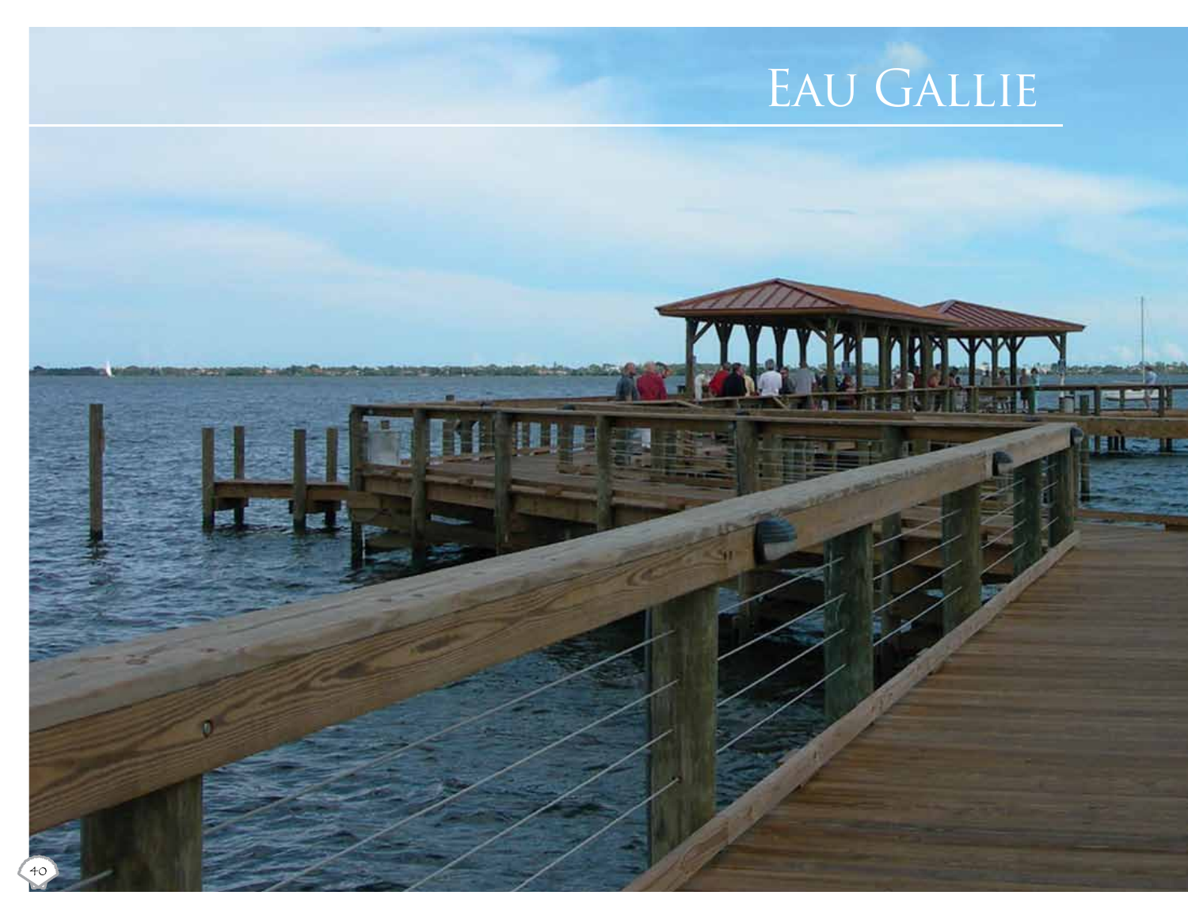# Eau Gallie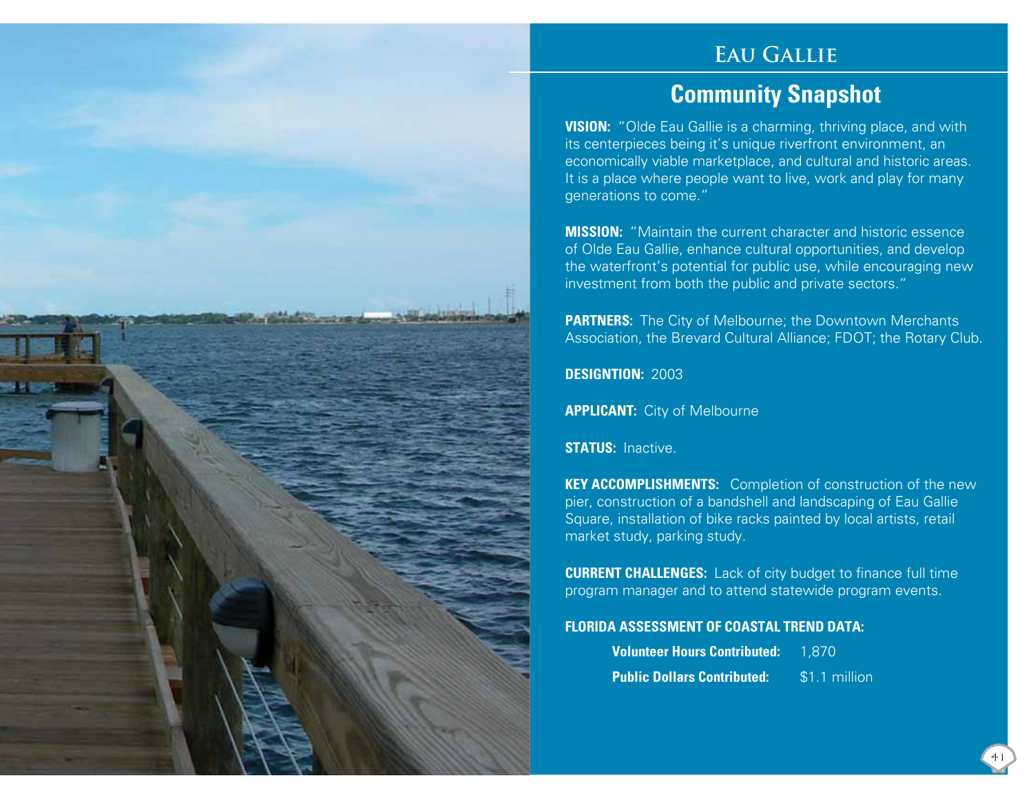# Eau Gallie

## Community Snapshot

**VISION:** "Olde Eau Gallie is a charming, thriving place, and with its centerpieces being it's unique riverfront environment, an economically viable marketplace, and cultural and historic areas. It is a place where people want to live, work and play for many generations to come."

**MISSION:** "Maintain the current character and historic essence of Olde Eau Gallie, enhance cultural opportunities, and develop the waterfront's potential for public use, while encouraging new investment from both the public and private sectors."

**PARTNERS:** The City of Melbourne; the Downtown Merchants Association, the Brevard Cultural Alliance; FDOT; the Rotary Club.

**DESIGNTION:** 2003

**APPLICANT:** City of Melbourne

**STATUS:** Inactive.

**KEY ACCOMPLISHMENTS:** Completion of construction of the new pier, construction of a bandshell and landscaping of Eau Gallie Square, installation of bike racks painted by local artists, retail market study, parking study.

**CURRENT CHALLENGES:** Lack of city budget to finance full time program manager and to attend statewide program events.

**FLORIDA ASSESSMENT OF COASTAL TREND DATA:**

**Volunteer Hours Contributed:** 1,870

**Public Dollars Contributed:** $1.1 million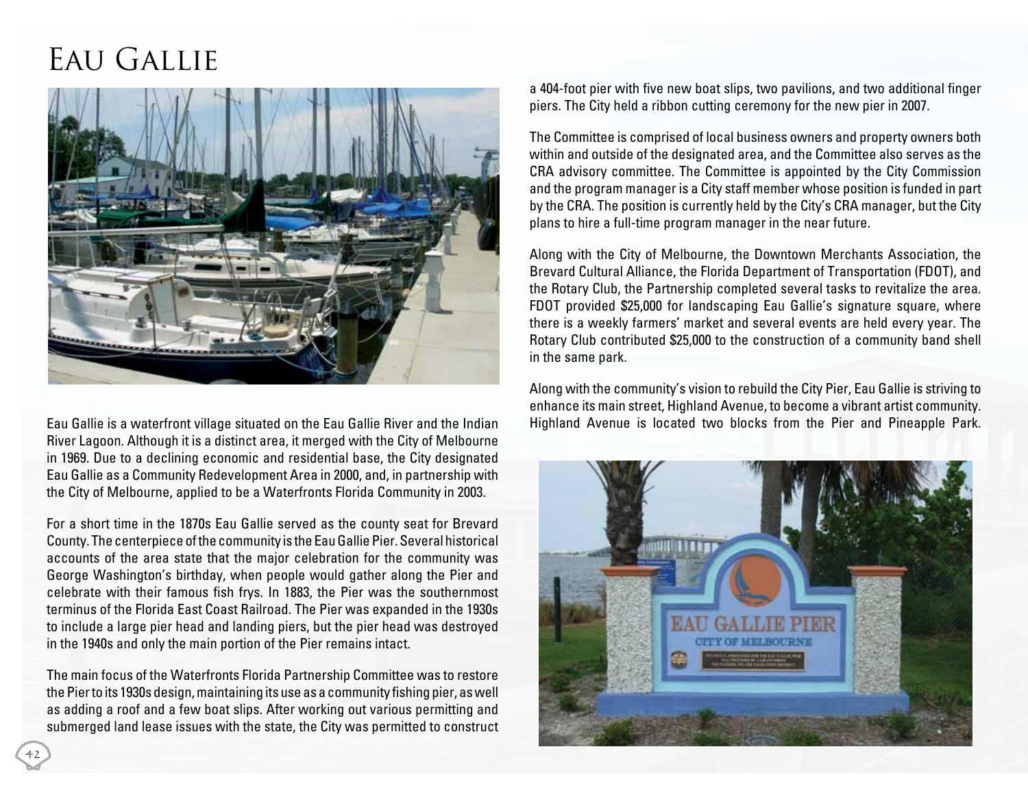# Eau Gallie

Eau Gallie is a waterfront village situated on the Eau Gallie River and the Indian River Lagoon. Although it is a distinct area, it merged with the City of Melbourne in 1969. Due to a declining economic and residential base, the City designated Eau Gallie as a Community Redevelopment Area in 2000, and, in partnership with the City of Melbourne, applied to be a Waterfronts Florida Community in 2003.

For a short time in the 1870s Eau Gallie served as the county seat for Brevard County. The centerpiece of the community is the Eau Gallie Pier. Several historical accounts of the area state that the major celebration for the community was George Washington's birthday, when people would gather along the Pier and celebrate with their famous fish frys. In 1883, the Pier was the southernmost terminus of the Florida East Coast Railroad. The Pier was expanded in the 1930s to include a large pier head and landing piers, but the pier head was destroyed in the 1940s and only the main portion of the Pier remains intact.

The main focus of the Waterfronts Florida Partnership Committee was to restore the Pier to its 1930s design, maintaining its use as a community fishing pier, as well as adding a roof and a few boat slips. After working out various permitting and submerged land lease issues with the state, the City was permitted to construct a 404-foot pier with five new boat slips, two pavilions, and two additional finger piers. The City held a ribbon cutting ceremony for the new pier in 2007.

The Committee is comprised of local business owners and property owners both within and outside of the designated area, and the Committee also serves as the CRA advisory committee. The Committee is appointed by the City Commission and the program manager is a City staff member whose position is funded in part by the CRA. The position is currently held by the City's CRA manager, but the City plans to hire a full-time program manager in the near future.

Along with the City of Melbourne, the Downtown Merchants Association, the Brevard Cultural Alliance, the Florida Department of Transportation (FDOT), and the Rotary Club, the Partnership completed several tasks to revitalize the area. FDOT provided $25,000 for landscaping Eau Gallie's signature square, where there is a weekly farmers' market and several events are held every year. The Rotary Club contributed $25,000 to the construction of a community band shell in the same park.

Along with the community's vision to rebuild the City Pier, Eau Gallie is striving to enhance its main street, Highland Avenue, to become a vibrant artist community. Highland Avenue is located two blocks from the Pier and Pineapple Park.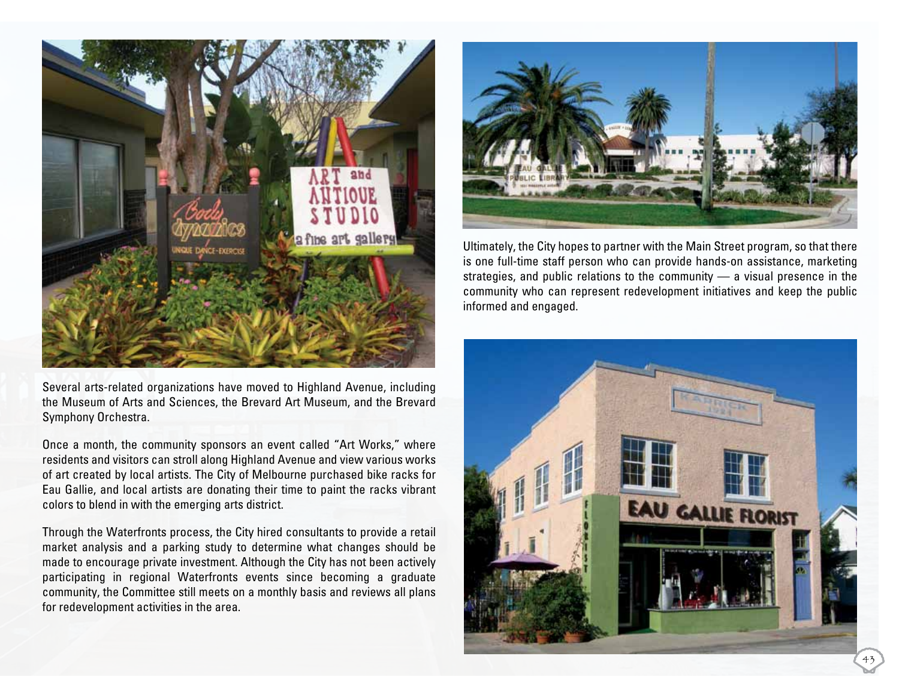Several arts-related organizations have moved to Highland Avenue, including the Museum of Arts and Sciences, the Brevard Art Museum, and the Brevard Symphony Orchestra.

Once a month, the community sponsors an event called "Art Works," where residents and visitors can stroll along Highland Avenue and view various works of art created by local artists. The City of Melbourne purchased bike racks for Eau Gallie, and local artists are donating their time to paint the racks vibrant colors to blend in with the emerging arts district.

Through the Waterfronts process, the City hired consultants to provide a retail market analysis and a parking study to determine what changes should be made to encourage private investment. Although the City has not been actively participating in regional Waterfronts events since becoming a graduate community, the Committee still meets on a monthly basis and reviews all plans for redevelopment activities in the area.

Ultimately, the City hopes to partner with the Main Street program, so that there is one full-time staff person who can provide hands-on assistance, marketing strategies, and public relations to the community — a visual presence in the community who can represent redevelopment initiatives and keep the public informed and engaged.